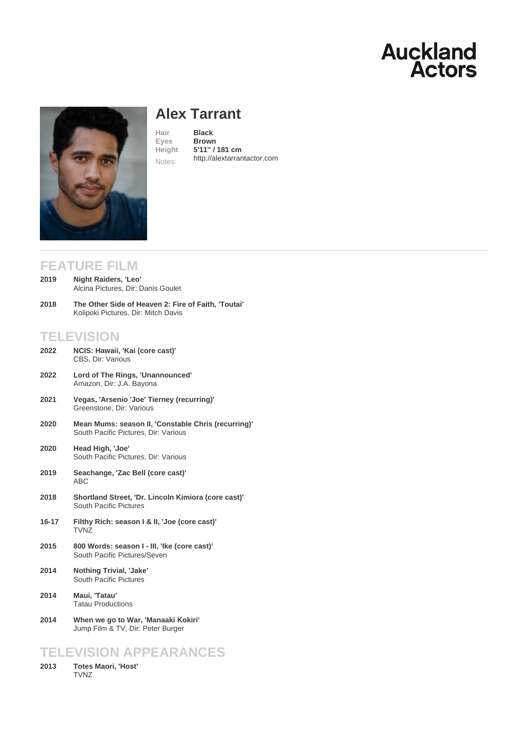Auckland Actors

# Alex Tarrant

**Hair** Black
**Eyes** Brown
**Height** 5'11'' / 181 cm
Notes: http://alextarrantactor.com

## FEATURE FILM

**2019** **Night Raiders, 'Leo'**
Alcina Pictures, Dir: Danis Goulet

**2018** **The Other Side of Heaven 2: Fire of Faith, 'Toutai'**
Kolipoki Pictures, Dir: Mitch Davis

## TELEVISION

**2022** **NCIS: Hawaii, 'Kai (core cast)'**
CBS, Dir: Various

**2022** **Lord of The Rings, 'Unannounced'**
Amazon, Dir: J.A. Bayona

**2021** **Vegas, 'Arsenio 'Joe' Tierney (recurring)'**
Greenstone, Dir: Various

**2020** **Mean Mums: season II, 'Constable Chris (recurring)'**
South Pacific Pictures, Dir: Various

**2020** **Head High, 'Joe'**
South Pacific Pictures, Dir: Various

**2019** **Seachange, 'Zac Bell (core cast)'**
ABC

**2018** **Shortland Street, 'Dr. Lincoln Kimiora (core cast)'**
South Pacific Pictures

**16-17** **Filthy Rich: season I & II, 'Joe (core cast)'**
TVNZ

**2015** **800 Words: season I - III, 'Ike (core cast)'**
South Pacific Pictures/Seven

**2014** **Nothing Trivial, 'Jake'**
South Pacific Pictures

**2014** **Maui, 'Tatau'**
Tatau Productions

**2014** **When we go to War, 'Manaaki Kokiri'**
Jump Film & TV, Dir: Peter Burger

## TELEVISION APPEARANCES

**2013** **Totes Maori, 'Host'**
TVNZ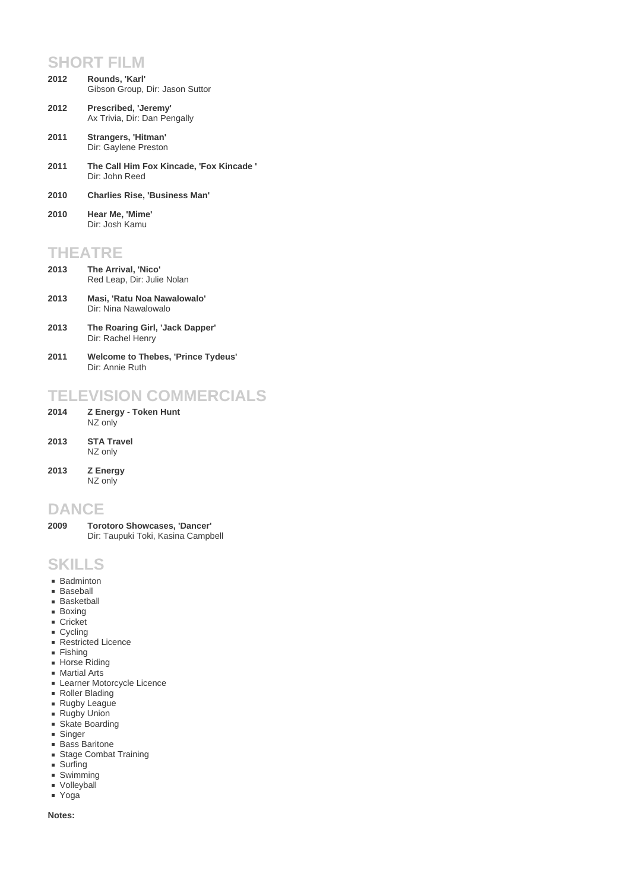## SHORT FILM

**2012** **Rounds, 'Karl'**
Gibson Group, Dir: Jason Suttor

**2012** **Prescribed, 'Jeremy'**
Ax Trivia, Dir: Dan Pengally

**2011** **Strangers, 'Hitman'**
Dir: Gaylene Preston

**2011** **The Call Him Fox Kincade, 'Fox Kincade '**
Dir: John Reed

**2010** **Charlies Rise, 'Business Man'**

**2010** **Hear Me, 'Mime'**
Dir: Josh Kamu

## THEATRE

**2013** **The Arrival, 'Nico'**
Red Leap, Dir: Julie Nolan

**2013** **Masi, 'Ratu Noa Nawalowalo'**
Dir: Nina Nawalowalo

**2013** **The Roaring Girl, 'Jack Dapper'**
Dir: Rachel Henry

**2011** **Welcome to Thebes, 'Prince Tydeus'**
Dir: Annie Ruth

## TELEVISION COMMERCIALS

**2014** **Z Energy - Token Hunt**
NZ only

**2013** **STA Travel**
NZ only

**2013** **Z Energy**
NZ only

## DANCE

**2009** **Torotoro Showcases, 'Dancer'**
Dir: Taupuki Toki, Kasina Campbell

## SKILLS

- Badminton
- Baseball
- Basketball
- Boxing
- Cricket
- Cycling
- Restricted Licence
- Fishing
- Horse Riding
- Martial Arts
- Learner Motorcycle Licence
- Roller Blading
- Rugby League
- Rugby Union
- Skate Boarding
- Singer
- Bass Baritone
- Stage Combat Training
- Surfing
- Swimming
- Volleyball
- Yoga

**Notes:**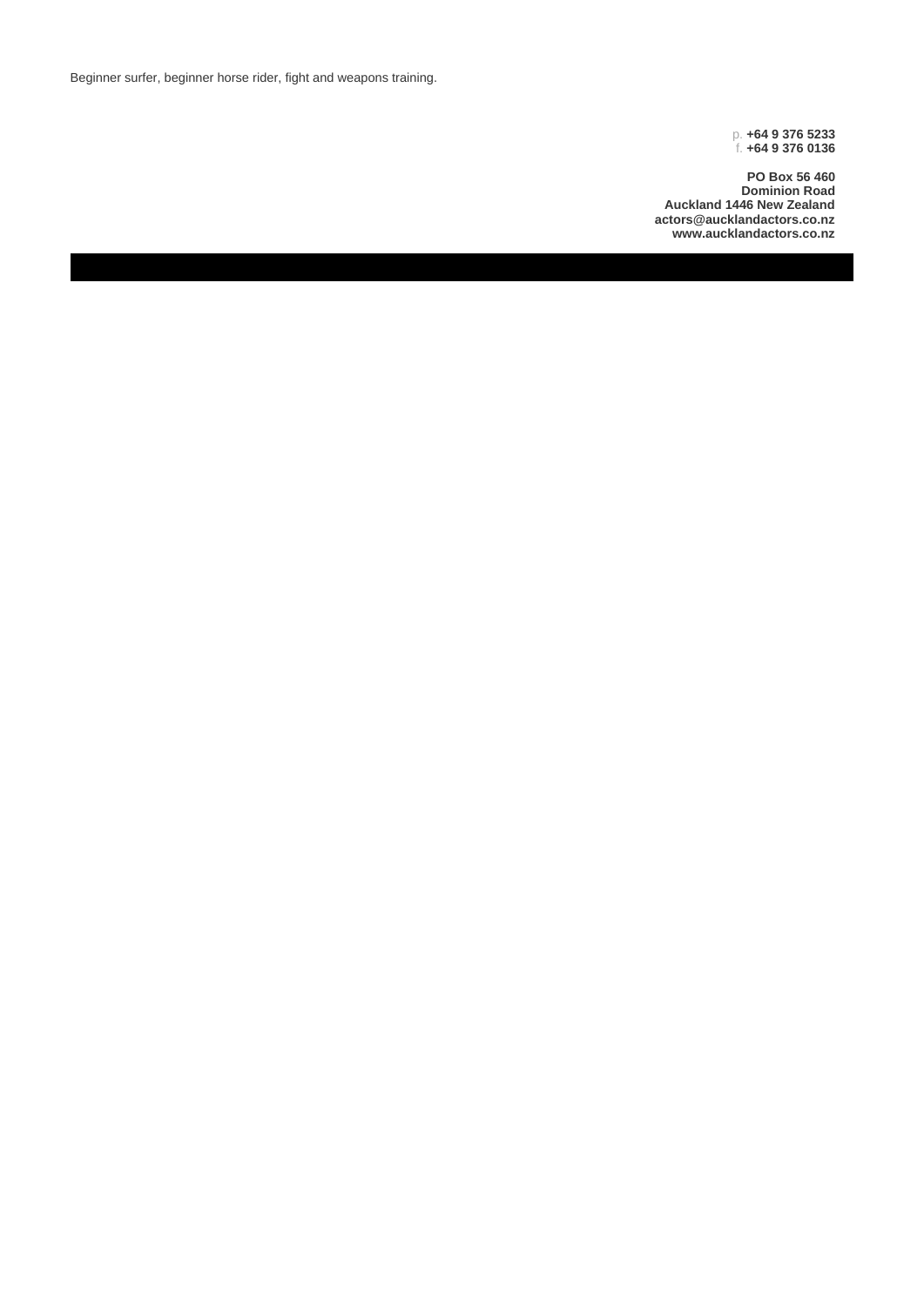Beginner surfer, beginner horse rider, fight and weapons training.

p. **+64 9 376 5233**
f. **+64 9 376 0136**

**PO Box 56 460**
**Dominion Road**
**Auckland 1446 New Zealand**
**actors@aucklandactors.co.nz**
**www.aucklandactors.co.nz**